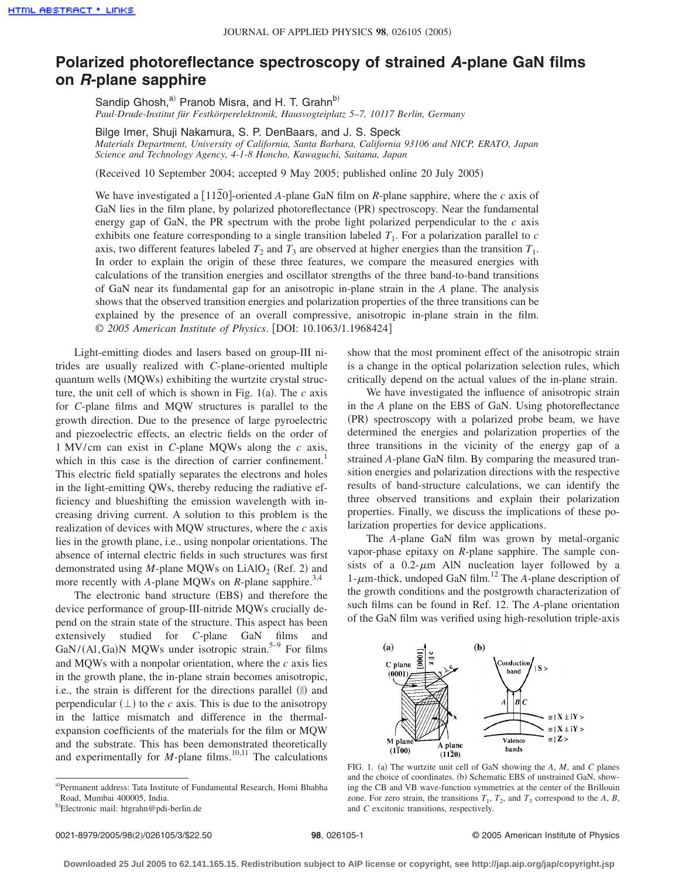# Polarized photoreflectance spectroscopy of strained *A*-plane GaN films on *R*-plane sapphire

Sandip Ghosh,[a] Pranob Misra, and H. T. Grahn[b]
*Paul-Drude-Institut für Festkörperelektronik, Hausvogteiplatz 5–7, 10117 Berlin, Germany*

Bilge Imer, Shuji Nakamura, S. P. DenBaars, and J. S. Speck
*Materials Department, University of California, Santa Barbara, California 93106 and NICP, ERATO, Japan Science and Technology Agency, 4-1-8 Honcho, Kawaguchi, Saitama, Japan*

(Received 10 September 2004; accepted 9 May 2005; published online 20 July 2005)

We have investigated a $[11\bar{2}0]$-oriented *A*-plane GaN film on *R*-plane sapphire, where the *c* axis of GaN lies in the film plane, by polarized photoreflectance (PR) spectroscopy. Near the fundamental energy gap of GaN, the PR spectrum with the probe light polarized perpendicular to the *c* axis exhibits one feature corresponding to a single transition labeled $T_1$. For a polarization parallel to *c* axis, two different features labeled $T_2$ and $T_3$ are observed at higher energies than the transition $T_1$. In order to explain the origin of these three features, we compare the measured energies with calculations of the transition energies and oscillator strengths of the three band-to-band transitions of GaN near its fundamental gap for an anisotropic in-plane strain in the *A* plane. The analysis shows that the observed transition energies and polarization properties of the three transitions can be explained by the presence of an overall compressive, anisotropic in-plane strain in the film. © *2005 American Institute of Physics*. [DOI: 10.1063/1.1968424]

Light-emitting diodes and lasers based on group-III nitrides are usually realized with *C*-plane-oriented multiple quantum wells (MQWs) exhibiting the wurtzite crystal structure, the unit cell of which is shown in Fig. 1(a). The *c* axis for *C*-plane films and MQW structures is parallel to the growth direction. Due to the presence of large pyroelectric and piezoelectric effects, an electric fields on the order of 1 MV/cm can exist in *C*-plane MQWs along the *c* axis, which in this case is the direction of carrier confinement.[1] This electric field spatially separates the electrons and holes in the light-emitting QWs, thereby reducing the radiative efficiency and blueshifting the emission wavelength with increasing driving current. A solution to this problem is the realization of devices with MQW structures, where the *c* axis lies in the growth plane, i.e., using nonpolar orientations. The absence of internal electric fields in such structures was first demonstrated using *M*-plane MQWs on $LiAlO_2$ (Ref. 2) and more recently with *A*-plane MQWs on *R*-plane sapphire.[3,4]

The electronic band structure (EBS) and therefore the device performance of group-III-nitride MQWs crucially depend on the strain state of the structure. This aspect has been extensively studied for *C*-plane GaN films and GaN/(Al,Ga)N MQWs under isotropic strain.[5–9] For films and MQWs with a nonpolar orientation, where the *c* axis lies in the growth plane, the in-plane strain becomes anisotropic, i.e., the strain is different for the directions parallel (∥) and perpendicular (⊥) to the *c* axis. This is due to the anisotropy in the lattice mismatch and difference in the thermal-expansion coefficients of the materials for the film or MQW and the substrate. This has been demonstrated theoretically and experimentally for *M*-plane films.[10,11] The calculations show that the most prominent effect of the anisotropic strain is a change in the optical polarization selection rules, which critically depend on the actual values of the in-plane strain.

We have investigated the influence of anisotropic strain in the *A* plane on the EBS of GaN. Using photoreflectance (PR) spectroscopy with a polarized probe beam, we have determined the energies and polarization properties of the three transitions in the vicinity of the energy gap of a strained *A*-plane GaN film. By comparing the measured transition energies and polarization directions with the respective results of band-structure calculations, we can identify the three observed transitions and explain their polarization properties. Finally, we discuss the implications of these polarization properties for device applications.

The *A*-plane GaN film was grown by metal-organic vapor-phase epitaxy on *R*-plane sapphire. The sample consists of a 0.2-$\mu$m AlN nucleation layer followed by a 1-$\mu$m-thick, undoped GaN film.[12] The *A*-plane description of the growth conditions and the postgrowth characterization of such films can be found in Ref. 12. The *A*-plane orientation of the GaN film was verified using high-resolution triple-axis

FIG. 1. (a) The wurtzite unit cell of GaN showing the *A*, *M*, and *C* planes and the choice of coordinates. (b) Schematic EBS of unstrained GaN, showing the CB and VB wave-function symmetries at the center of the Brillouin zone. For zero strain, the transitions $T_1$, $T_2$, and $T_3$ correspond to the *A*, *B*, and *C* excitonic transitions, respectively.

[a]Permanent address: Tata Institute of Fundamental Research, Homi Bhabha Road, Mumbai 400005, India.

[b]Electronic mail: htgrahn@pdi-berlin.de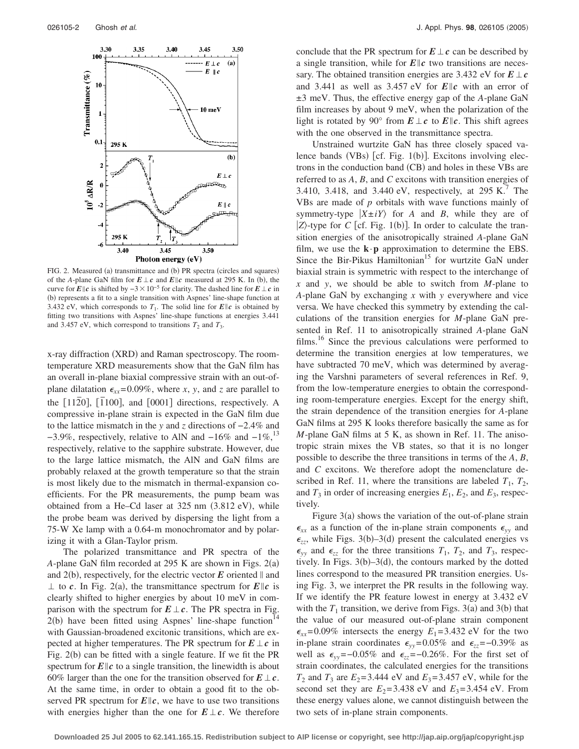FIG. 2. Measured (a) transmittance and (b) PR spectra (circles and squares) of the *A*-plane GaN film for $\boldsymbol{E} \perp \boldsymbol{c}$ and $\boldsymbol{E} \parallel \boldsymbol{c}$ measured at 295 K. In (b), the curve for $\boldsymbol{E} \parallel \boldsymbol{c}$ is shifted by $-3 \times 10^{-5}$ for clarity. The dashed line for $\boldsymbol{E} \perp \boldsymbol{c}$ in (b) represents a fit to a single transition with Aspnes' line-shape function at 3.432 eV, which corresponds to $T_1$. The solid line for $\boldsymbol{E} \parallel \boldsymbol{c}$ is obtained by fitting two transitions with Aspnes' line-shape functions at energies 3.441 and 3.457 eV, which correspond to transitions $T_2$ and $T_3$.

x-ray diffraction (XRD) and Raman spectroscopy. The room-temperature XRD measurements show that the GaN film has an overall in-plane biaxial compressive strain with an out-of-plane dilatation $\epsilon_{xx}=0.09\%$, where *x*, *y*, and *z* are parallel to the $[11\bar{2}0]$, $[\bar{1}100]$, and $[0001]$ directions, respectively. A compressive in-plane strain is expected in the GaN film due to the lattice mismatch in the *y* and *z* directions of $-2.4\%$ and $-3.9\%$, respectively, relative to AlN and $-16\%$ and $-1\%$,[13] respectively, relative to the sapphire substrate. However, due to the large lattice mismatch, the AlN and GaN films are probably relaxed at the growth temperature so that the strain is most likely due to the mismatch in thermal-expansion coefficients. For the PR measurements, the pump beam was obtained from a He–Cd laser at 325 nm (3.812 eV), while the probe beam was derived by dispersing the light from a 75-W Xe lamp with a 0.64-m monochromator and by polarizing it with a Glan-Taylor prism.

The polarized transmittance and PR spectra of the *A*-plane GaN film recorded at 295 K are shown in Figs. 2(a) and 2(b), respectively, for the electric vector $\boldsymbol{E}$ oriented $\parallel$ and $\perp$ to $\boldsymbol{c}$. In Fig. 2(a), the transmittance spectrum for $\boldsymbol{E} \parallel \boldsymbol{c}$ is clearly shifted to higher energies by about 10 meV in comparison with the spectrum for $\boldsymbol{E} \perp \boldsymbol{c}$. The PR spectra in Fig. 2(b) have been fitted using Aspnes' line-shape function[14] with Gaussian-broadened excitonic transitions, which are expected at higher temperatures. The PR spectrum for $\boldsymbol{E} \perp \boldsymbol{c}$ in Fig. 2(b) can be fitted with a single feature. If we fit the PR spectrum for $\boldsymbol{E} \parallel \boldsymbol{c}$ to a single transition, the linewidth is about 60% larger than the one for the transition observed for $\boldsymbol{E} \perp \boldsymbol{c}$. At the same time, in order to obtain a good fit to the observed PR spectrum for $\boldsymbol{E} \parallel \boldsymbol{c}$, we have to use two transitions with energies higher than the one for $\boldsymbol{E} \perp \boldsymbol{c}$. We therefore conclude that the PR spectrum for $\boldsymbol{E} \perp \boldsymbol{c}$ can be described by a single transition, while for $\boldsymbol{E} \parallel \boldsymbol{c}$ two transitions are necessary. The obtained transition energies are 3.432 eV for $\boldsymbol{E} \perp \boldsymbol{c}$ and 3.441 as well as 3.457 eV for $\boldsymbol{E} \parallel \boldsymbol{c}$ with an error of $\pm 3$ meV. Thus, the effective energy gap of the *A*-plane GaN film increases by about 9 meV, when the polarization of the light is rotated by 90° from $\boldsymbol{E} \perp \boldsymbol{c}$ to $\boldsymbol{E} \parallel \boldsymbol{c}$. This shift agrees with the one observed in the transmittance spectra.

Unstrained wurtzite GaN has three closely spaced valence bands (VBs) [cf. Fig. 1(b)]. Excitons involving electrons in the conduction band (CB) and holes in these VBs are referred to as *A*, *B*, and *C* excitons with transition energies of 3.410, 3.418, and 3.440 eV, respectively, at 295 K.[7] The VBs are made of *p* orbitals with wave functions mainly of symmetry-type $|X \pm iY\rangle$ for *A* and *B*, while they are of $|Z\rangle$-type for *C* [cf. Fig. 1(b)]. In order to calculate the transition energies of the anisotropically strained *A*-plane GaN film, we use the $\mathbf{k}\cdot\mathbf{p}$ approximation to determine the EBS. Since the Bir-Pikus Hamiltonian[15] for wurtzite GaN under biaxial strain is symmetric with respect to the interchange of *x* and *y*, we should be able to switch from *M*-plane to *A*-plane GaN by exchanging *x* with *y* everywhere and vice versa. We have checked this symmetry by extending the calculations of the transition energies for *M*-plane GaN presented in Ref. 11 to anisotropically strained *A*-plane GaN films.[16] Since the previous calculations were performed to determine the transition energies at low temperatures, we have subtracted 70 meV, which was determined by averaging the Varshni parameters of several references in Ref. 9, from the low-temperature energies to obtain the corresponding room-temperature energies. Except for the energy shift, the strain dependence of the transition energies for *A*-plane GaN films at 295 K looks therefore basically the same as for *M*-plane GaN films at 5 K, as shown in Ref. 11. The anisotropic strain mixes the VB states, so that it is no longer possible to describe the three transitions in terms of the *A*, *B*, and *C* excitons. We therefore adopt the nomenclature described in Ref. 11, where the transitions are labeled $T_1$, $T_2$, and $T_3$ in order of increasing energies $E_1$, $E_2$, and $E_3$, respectively.

Figure 3(a) shows the variation of the out-of-plane strain $\epsilon_{xx}$ as a function of the in-plane strain components $\epsilon_{yy}$ and $\epsilon_{zz}$, while Figs. 3(b)–3(d) present the calculated energies vs $\epsilon_{yy}$ and $\epsilon_{zz}$ for the three transitions $T_1$, $T_2$, and $T_3$, respectively. In Figs. 3(b)–3(d), the contours marked by the dotted lines correspond to the measured PR transition energies. Using Fig. 3, we interpret the PR results in the following way. If we identify the PR feature lowest in energy at 3.432 eV with the $T_1$ transition, we derive from Figs. 3(a) and 3(b) that the value of our measured out-of-plane strain component $\epsilon_{xx}=0.09\%$ intersects the energy $E_1=3.432$ eV for the two in-plane strain coordinates $\epsilon_{yy}=0.05\%$ and $\epsilon_{zz}=-0.39\%$ as well as $\epsilon_{yy}=-0.05\%$ and $\epsilon_{zz}=-0.26\%$. For the first set of strain coordinates, the calculated energies for the transitions $T_2$ and $T_3$ are $E_2=3.444$ eV and $E_3=3.457$ eV, while for the second set they are $E_2=3.438$ eV and $E_3=3.454$ eV. From these energy values alone, we cannot distinguish between the two sets of in-plane strain components.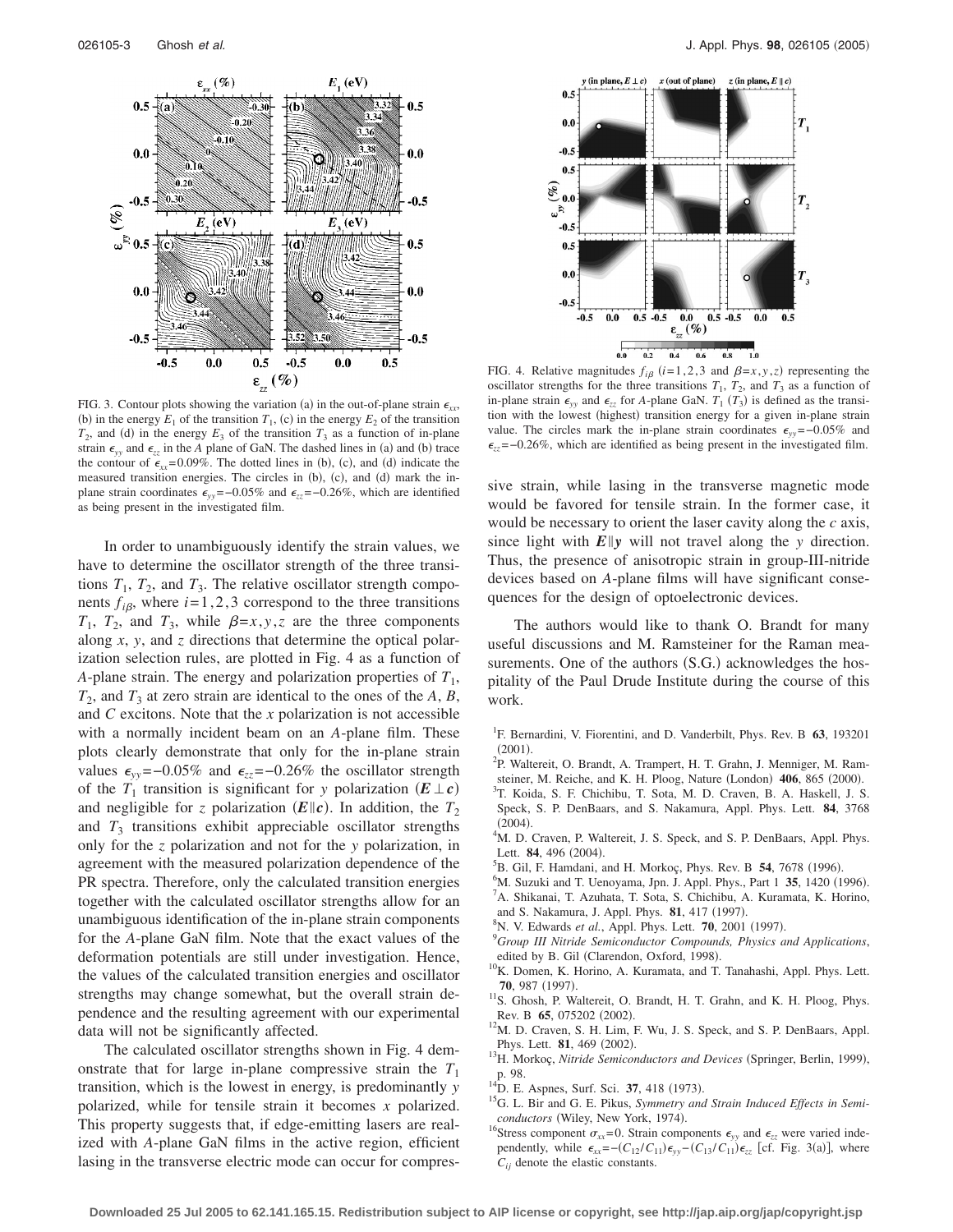$\varepsilon_{xx}$ (%)

$E_1$ (eV)

$E_2$ (eV)

$E_3$ (eV)

$\varepsilon_{yy}$ (%)

$\varepsilon_{zz}$ (%)

FIG. 3. Contour plots showing the variation (a) in the out-of-plane strain $\epsilon_{xx}$, (b) in the energy $E_1$ of the transition $T_1$, (c) in the energy $E_2$ of the transition $T_2$, and (d) in the energy $E_3$ of the transition $T_3$ as a function of in-plane strain $\epsilon_{yy}$ and $\epsilon_{zz}$ in the *A* plane of GaN. The dashed lines in (a) and (b) trace the contour of $\epsilon_{xx}$=0.09%. The dotted lines in (b), (c), and (d) indicate the measured transition energies. The circles in (b), (c), and (d) mark the in-plane strain coordinates $\epsilon_{yy}$=−0.05% and $\epsilon_{zz}$=−0.26%, which are identified as being present in the investigated film.

y (in plane, $E \perp c$) x (out of plane) z (in plane, $E \parallel c$)

$T_1$ $T_2$ $T_3$

$\varepsilon_{yy}$ (%)

$\varepsilon_{zz}$ (%)

FIG. 4. Relative magnitudes $f_{i\beta}$ ($i$=1,2,3 and $\beta$=$x,y,z$) representing the oscillator strengths for the three transitions $T_1$, $T_2$, and $T_3$ as a function of in-plane strain $\epsilon_{yy}$ and $\epsilon_{zz}$ for *A*-plane GaN. $T_1$ ($T_3$) is defined as the transition with the lowest (highest) transition energy for a given in-plane strain value. The circles mark the in-plane strain coordinates $\epsilon_{yy}$=−0.05% and $\epsilon_{zz}$=−0.26%, which are identified as being present in the investigated film.

In order to unambiguously identify the strain values, we have to determine the oscillator strength of the three transitions $T_1$, $T_2$, and $T_3$. The relative oscillator strength components $f_{i\beta}$, where $i$=1,2,3 correspond to the three transitions $T_1$, $T_2$, and $T_3$, while $\beta$=$x,y,z$ are the three components along $x$, $y$, and $z$ directions that determine the optical polarization selection rules, are plotted in Fig. 4 as a function of *A*-plane strain. The energy and polarization properties of $T_1$, $T_2$, and $T_3$ at zero strain are identical to the ones of the *A*, *B*, and *C* excitons. Note that the $x$ polarization is not accessible with a normally incident beam on an *A*-plane film. These plots clearly demonstrate that only for the in-plane strain values $\epsilon_{yy}$=−0.05% and $\epsilon_{zz}$=−0.26% the oscillator strength of the $T_1$ transition is significant for $y$ polarization ($\boldsymbol{E} \perp \boldsymbol{c}$) and negligible for $z$ polarization ($\boldsymbol{E} \parallel \boldsymbol{c}$). In addition, the $T_2$ and $T_3$ transitions exhibit appreciable oscillator strengths only for the $z$ polarization and not for the $y$ polarization, in agreement with the measured polarization dependence of the PR spectra. Therefore, only the calculated transition energies together with the calculated oscillator strengths allow for an unambiguous identification of the in-plane strain components for the *A*-plane GaN film. Note that the exact values of the deformation potentials are still under investigation. Hence, the values of the calculated transition energies and oscillator strengths may change somewhat, but the overall strain dependence and the resulting agreement with our experimental data will not be significantly affected.

The calculated oscillator strengths shown in Fig. 4 demonstrate that for large in-plane compressive strain the $T_1$ transition, which is the lowest in energy, is predominantly $y$ polarized, while for tensile strain it becomes $x$ polarized. This property suggests that, if edge-emitting lasers are realized with *A*-plane GaN films in the active region, efficient lasing in the transverse electric mode can occur for compressive strain, while lasing in the transverse magnetic mode would be favored for tensile strain. In the former case, it would be necessary to orient the laser cavity along the $c$ axis, since light with $\boldsymbol{E} \parallel \boldsymbol{y}$ will not travel along the $y$ direction. Thus, the presence of anisotropic strain in group-III-nitride devices based on *A*-plane films will have significant consequences for the design of optoelectronic devices.

The authors would like to thank O. Brandt for many useful discussions and M. Ramsteiner for the Raman measurements. One of the authors (S.G.) acknowledges the hospitality of the Paul Drude Institute during the course of this work.

[1] F. Bernardini, V. Fiorentini, and D. Vanderbilt, Phys. Rev. B **63**, 193201 (2001).
[2] P. Waltereit, O. Brandt, A. Trampert, H. T. Grahn, J. Menniger, M. Ramsteiner, M. Reiche, and K. H. Ploog, Nature (London) **406**, 865 (2000).
[3] T. Koida, S. F. Chichibu, T. Sota, M. D. Craven, B. A. Haskell, J. S. Speck, S. P. DenBaars, and S. Nakamura, Appl. Phys. Lett. **84**, 3768 (2004).
[4] M. D. Craven, P. Waltereit, J. S. Speck, and S. P. DenBaars, Appl. Phys. Lett. **84**, 496 (2004).
[5] B. Gil, F. Hamdani, and H. Morkoç, Phys. Rev. B **54**, 7678 (1996).
[6] M. Suzuki and T. Uenoyama, Jpn. J. Appl. Phys., Part 1 **35**, 1420 (1996).
[7] A. Shikanai, T. Azuhata, T. Sota, S. Chichibu, A. Kuramata, K. Horino, and S. Nakamura, J. Appl. Phys. **81**, 417 (1997).
[8] N. V. Edwards *et al.*, Appl. Phys. Lett. **70**, 2001 (1997).
[9] *Group III Nitride Semiconductor Compounds, Physics and Applications*, edited by B. Gil (Clarendon, Oxford, 1998).
[10] K. Domen, K. Horino, A. Kuramata, and T. Tanahashi, Appl. Phys. Lett. **70**, 987 (1997).
[11] S. Ghosh, P. Waltereit, O. Brandt, H. T. Grahn, and K. H. Ploog, Phys. Rev. B **65**, 075202 (2002).
[12] M. D. Craven, S. H. Lim, F. Wu, J. S. Speck, and S. P. DenBaars, Appl. Phys. Lett. **81**, 469 (2002).
[13] H. Morkoç, *Nitride Semiconductors and Devices* (Springer, Berlin, 1999), p. 98.
[14] D. E. Aspnes, Surf. Sci. **37**, 418 (1973).
[15] G. L. Bir and G. E. Pikus, *Symmetry and Strain Induced Effects in Semiconductors* (Wiley, New York, 1974).
[16] Stress component $\sigma_{xx}$=0. Strain components $\epsilon_{yy}$ and $\epsilon_{zz}$ were varied independently, while $\epsilon_{xx}=-(C_{12}/C_{11})\epsilon_{yy}-(C_{13}/C_{11})\epsilon_{zz}$ [cf. Fig. 3(a)], where $C_{ij}$ denote the elastic constants.